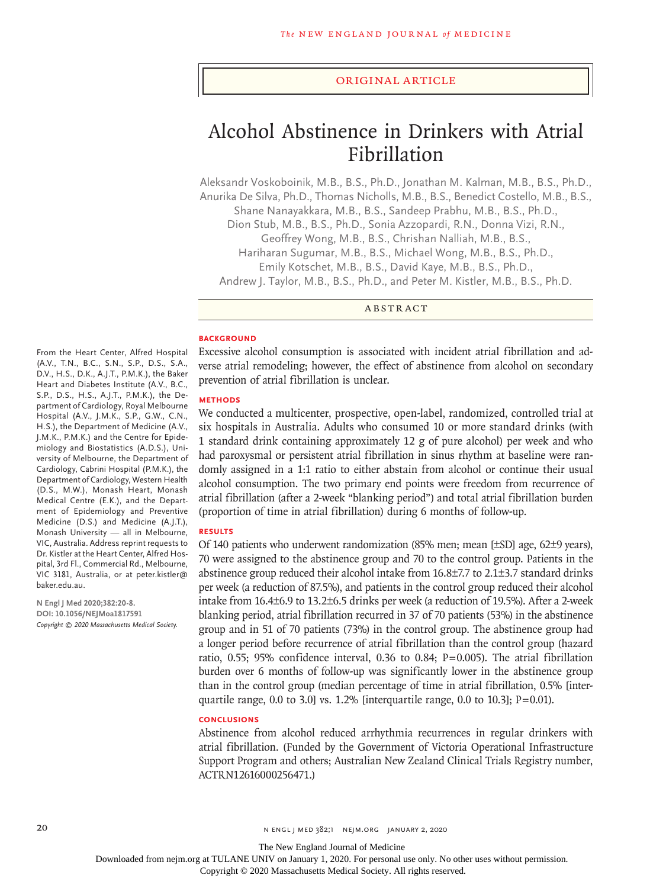ORIGINAL ARTICLE

# Alcohol Abstinence in Drinkers with Atrial Fibrillation

Aleksandr Voskoboinik, M.B., B.S., Ph.D., Jonathan M. Kalman, M.B., B.S., Ph.D., Anurika De Silva, Ph.D., Thomas Nicholls, M.B., B.S., Benedict Costello, M.B., B.S., Shane Nanayakkara, M.B., B.S., Sandeep Prabhu, M.B., B.S., Ph.D., Dion Stub, M.B., B.S., Ph.D., Sonia Azzopardi, R.N., Donna Vizi, R.N., Geoffrey Wong, M.B., B.S., Chrishan Nalliah, M.B., B.S., Hariharan Sugumar, M.B., B.S., Michael Wong, M.B., B.S., Ph.D., Emily Kotschet, M.B., B.S., David Kaye, M.B., B.S., Ph.D., Andrew J. Taylor, M.B., B.S., Ph.D., and Peter M. Kistler, M.B., B.S., Ph.D.

## ABSTRACT

### BACKGROUND

Excessive alcohol consumption is associated with incident atrial fibrillation and adverse atrial remodeling; however, the effect of abstinence from alcohol on secondary prevention of atrial fibrillation is unclear.

### METHODS

We conducted a multicenter, prospective, open-label, randomized, controlled trial at six hospitals in Australia. Adults who consumed 10 or more standard drinks (with 1 standard drink containing approximately 12 g of pure alcohol) per week and who had paroxysmal or persistent atrial fibrillation in sinus rhythm at baseline were randomly assigned in a 1:1 ratio to either abstain from alcohol or continue their usual alcohol consumption. The two primary end points were freedom from recurrence of atrial fibrillation (after a 2-week "blanking period") and total atrial fibrillation burden (proportion of time in atrial fibrillation) during 6 months of follow-up.

### RESULTS

Of 140 patients who underwent randomization (85% men; mean [±SD] age, 62±9 years), 70 were assigned to the abstinence group and 70 to the control group. Patients in the abstinence group reduced their alcohol intake from 16.8±7.7 to 2.1±3.7 standard drinks per week (a reduction of 87.5%), and patients in the control group reduced their alcohol intake from 16.4±6.9 to 13.2±6.5 drinks per week (a reduction of 19.5%). After a 2-week blanking period, atrial fibrillation recurred in 37 of 70 patients (53%) in the abstinence group and in 51 of 70 patients (73%) in the control group. The abstinence group had a longer period before recurrence of atrial fibrillation than the control group (hazard ratio, 0.55; 95% confidence interval, 0.36 to 0.84; P=0.005). The atrial fibrillation burden over 6 months of follow-up was significantly lower in the abstinence group than in the control group (median percentage of time in atrial fibrillation, 0.5% [interquartile range, 0.0 to 3.0] vs. 1.2% [interquartile range, 0.0 to 10.3]; P=0.01).

### CONCLUSIONS

Abstinence from alcohol reduced arrhythmia recurrences in regular drinkers with atrial fibrillation. (Funded by the Government of Victoria Operational Infrastructure Support Program and others; Australian New Zealand Clinical Trials Registry number, ACTRN12616000256471.)

From the Heart Center, Alfred Hospital (A.V., T.N., B.C., S.N., S.P., D.S., S.A., D.V., H.S., D.K., A.J.T., P.M.K.), the Baker Heart and Diabetes Institute (A.V., B.C., S.P., D.S., H.S., A.J.T., P.M.K.), the Department of Cardiology, Royal Melbourne Hospital (A.V., J.M.K., S.P., G.W., C.N., H.S.), the Department of Medicine (A.V., J.M.K., P.M.K.) and the Centre for Epidemiology and Biostatistics (A.D.S.), University of Melbourne, the Department of Cardiology, Cabrini Hospital (P.M.K.), the Department of Cardiology, Western Health (D.S., M.W.), Monash Heart, Monash Medical Centre (E.K.), and the Department of Epidemiology and Preventive Medicine (D.S.) and Medicine (A.J.T.), Monash University — all in Melbourne, VIC, Australia. Address reprint requests to Dr. Kistler at the Heart Center, Alfred Hospital, 3rd Fl., Commercial Rd., Melbourne, VIC 3181, Australia, or at peter.kistler@baker.edu.au.

N Engl J Med 2020;382:20-8.
DOI: 10.1056/NEJMoa1817591
Copyright © 2020 Massachusetts Medical Society.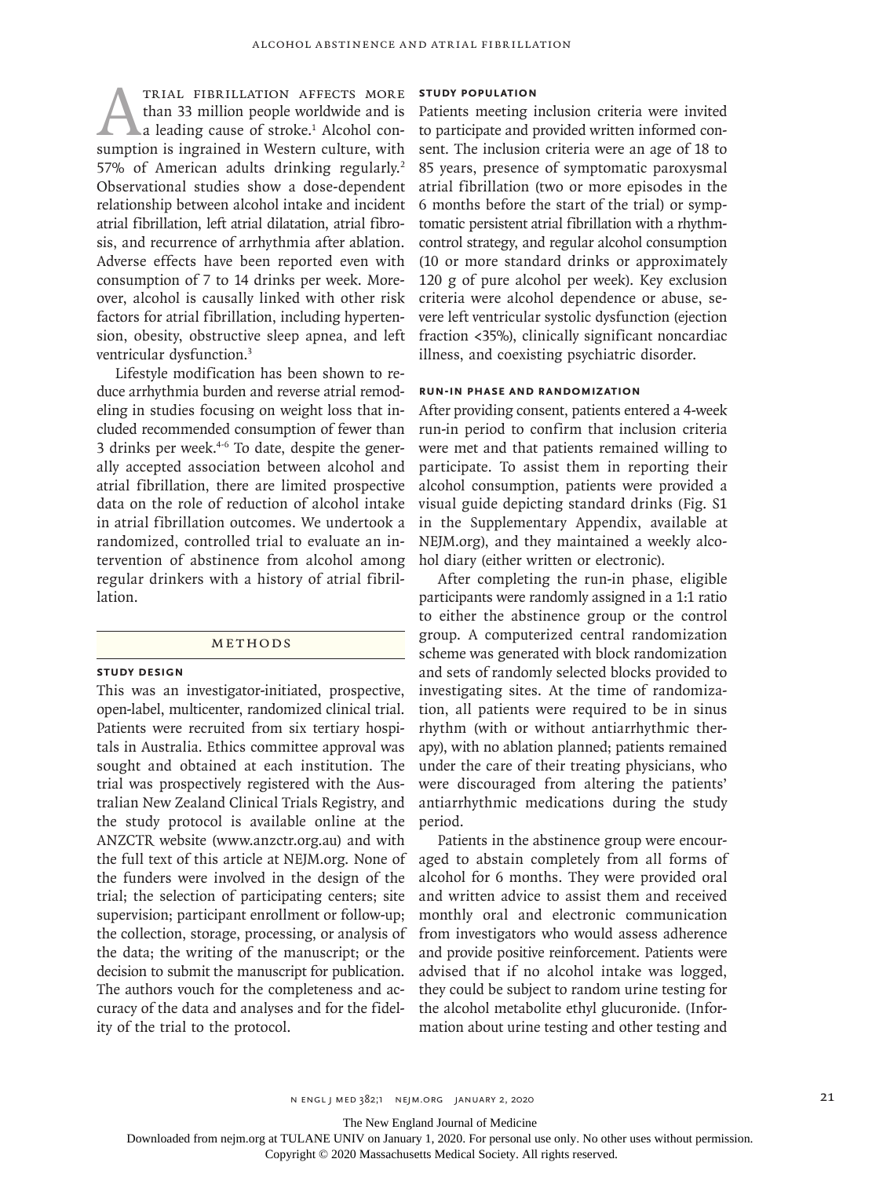Atrial fibrillation affects more than 33 million people worldwide and is a leading cause of stroke.[1] Alcohol consumption is ingrained in Western culture, with 57% of American adults drinking regularly.[2] Observational studies show a dose-dependent relationship between alcohol intake and incident atrial fibrillation, left atrial dilatation, atrial fibrosis, and recurrence of arrhythmia after ablation. Adverse effects have been reported even with consumption of 7 to 14 drinks per week. Moreover, alcohol is causally linked with other risk factors for atrial fibrillation, including hypertension, obesity, obstructive sleep apnea, and left ventricular dysfunction.[3]

Lifestyle modification has been shown to reduce arrhythmia burden and reverse atrial remodeling in studies focusing on weight loss that included recommended consumption of fewer than 3 drinks per week.[4-6] To date, despite the generally accepted association between alcohol and atrial fibrillation, there are limited prospective data on the role of reduction of alcohol intake in atrial fibrillation outcomes. We undertook a randomized, controlled trial to evaluate an intervention of abstinence from alcohol among regular drinkers with a history of atrial fibrillation.

## Methods

### Study Design

This was an investigator-initiated, prospective, open-label, multicenter, randomized clinical trial. Patients were recruited from six tertiary hospitals in Australia. Ethics committee approval was sought and obtained at each institution. The trial was prospectively registered with the Australian New Zealand Clinical Trials Registry, and the study protocol is available online at the ANZCTR website (www.anzctr.org.au) and with the full text of this article at NEJM.org. None of the funders were involved in the design of the trial; the selection of participating centers; site supervision; participant enrollment or follow-up; the collection, storage, processing, or analysis of the data; the writing of the manuscript; or the decision to submit the manuscript for publication. The authors vouch for the completeness and accuracy of the data and analyses and for the fidelity of the trial to the protocol.

### Study Population

Patients meeting inclusion criteria were invited to participate and provided written informed consent. The inclusion criteria were an age of 18 to 85 years, presence of symptomatic paroxysmal atrial fibrillation (two or more episodes in the 6 months before the start of the trial) or symptomatic persistent atrial fibrillation with a rhythm-control strategy, and regular alcohol consumption (10 or more standard drinks or approximately 120 g of pure alcohol per week). Key exclusion criteria were alcohol dependence or abuse, severe left ventricular systolic dysfunction (ejection fraction <35%), clinically significant noncardiac illness, and coexisting psychiatric disorder.

### Run-in Phase and Randomization

After providing consent, patients entered a 4-week run-in period to confirm that inclusion criteria were met and that patients remained willing to participate. To assist them in reporting their alcohol consumption, patients were provided a visual guide depicting standard drinks (Fig. S1 in the Supplementary Appendix, available at NEJM.org), and they maintained a weekly alcohol diary (either written or electronic).

After completing the run-in phase, eligible participants were randomly assigned in a 1:1 ratio to either the abstinence group or the control group. A computerized central randomization scheme was generated with block randomization and sets of randomly selected blocks provided to investigating sites. At the time of randomization, all patients were required to be in sinus rhythm (with or without antiarrhythmic therapy), with no ablation planned; patients remained under the care of their treating physicians, who were discouraged from altering the patients' antiarrhythmic medications during the study period.

Patients in the abstinence group were encouraged to abstain completely from all forms of alcohol for 6 months. They were provided oral and written advice to assist them and received monthly oral and electronic communication from investigators who would assess adherence and provide positive reinforcement. Patients were advised that if no alcohol intake was logged, they could be subject to random urine testing for the alcohol metabolite ethyl glucuronide. (Information about urine testing and other testing and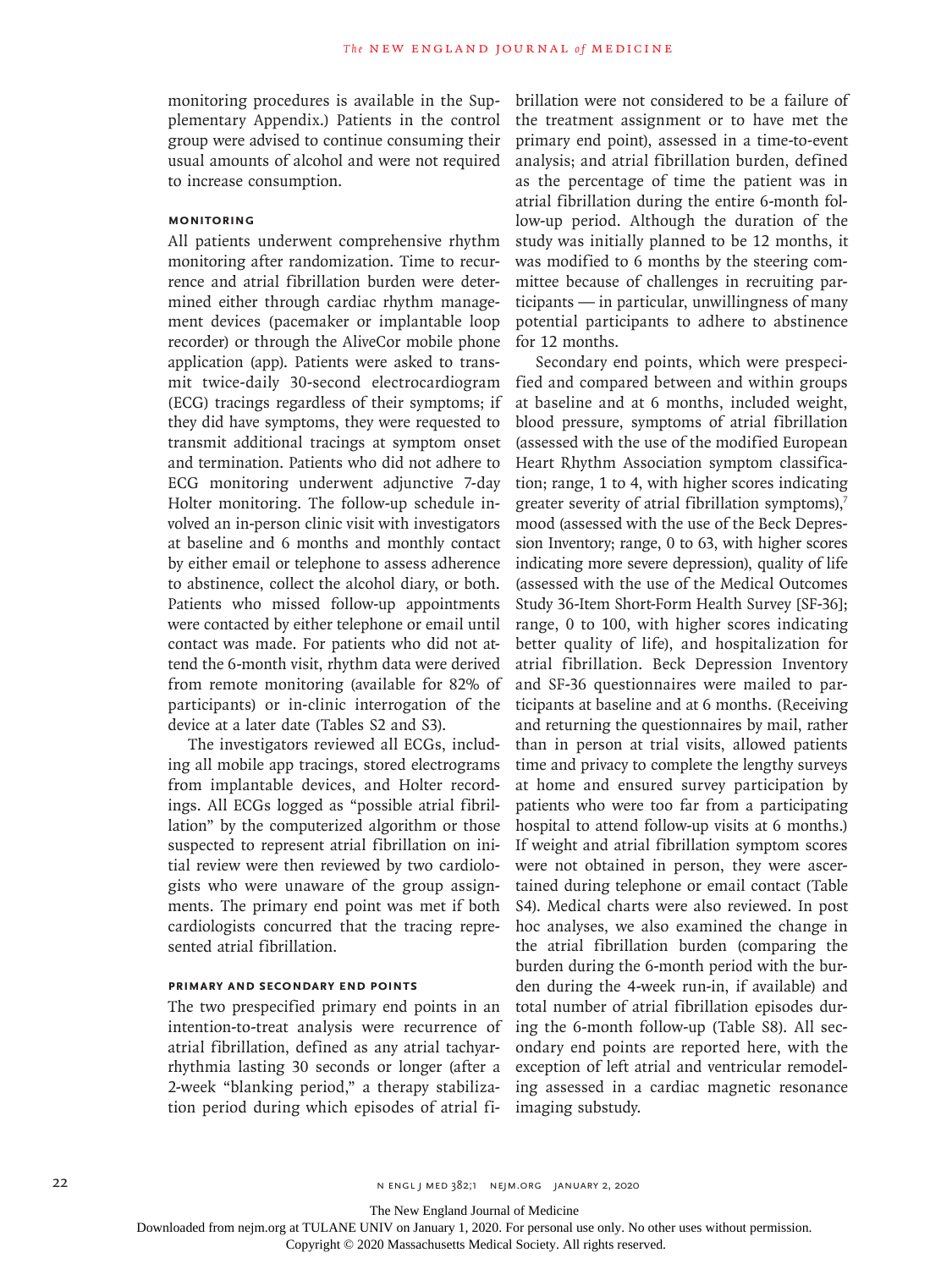monitoring procedures is available in the Supplementary Appendix.) Patients in the control group were advised to continue consuming their usual amounts of alcohol and were not required to increase consumption.

### Monitoring

All patients underwent comprehensive rhythm monitoring after randomization. Time to recurrence and atrial fibrillation burden were determined either through cardiac rhythm management devices (pacemaker or implantable loop recorder) or through the AliveCor mobile phone application (app). Patients were asked to transmit twice-daily 30-second electrocardiogram (ECG) tracings regardless of their symptoms; if they did have symptoms, they were requested to transmit additional tracings at symptom onset and termination. Patients who did not adhere to ECG monitoring underwent adjunctive 7-day Holter monitoring. The follow-up schedule involved an in-person clinic visit with investigators at baseline and 6 months and monthly contact by either email or telephone to assess adherence to abstinence, collect the alcohol diary, or both. Patients who missed follow-up appointments were contacted by either telephone or email until contact was made. For patients who did not attend the 6-month visit, rhythm data were derived from remote monitoring (available for 82% of participants) or in-clinic interrogation of the device at a later date (Tables S2 and S3).

The investigators reviewed all ECGs, including all mobile app tracings, stored electrograms from implantable devices, and Holter recordings. All ECGs logged as "possible atrial fibrillation" by the computerized algorithm or those suspected to represent atrial fibrillation on initial review were then reviewed by two cardiologists who were unaware of the group assignments. The primary end point was met if both cardiologists concurred that the tracing represented atrial fibrillation.

### Primary and Secondary End Points

The two prespecified primary end points in an intention-to-treat analysis were recurrence of atrial fibrillation, defined as any atrial tachyarrhythmia lasting 30 seconds or longer (after a 2-week "blanking period," a therapy stabilization period during which episodes of atrial fibrillation were not considered to be a failure of the treatment assignment or to have met the primary end point), assessed in a time-to-event analysis; and atrial fibrillation burden, defined as the percentage of time the patient was in atrial fibrillation during the entire 6-month follow-up period. Although the duration of the study was initially planned to be 12 months, it was modified to 6 months by the steering committee because of challenges in recruiting participants — in particular, unwillingness of many potential participants to adhere to abstinence for 12 months.

Secondary end points, which were prespecified and compared between and within groups at baseline and at 6 months, included weight, blood pressure, symptoms of atrial fibrillation (assessed with the use of the modified European Heart Rhythm Association symptom classification; range, 1 to 4, with higher scores indicating greater severity of atrial fibrillation symptoms),[7] mood (assessed with the use of the Beck Depression Inventory; range, 0 to 63, with higher scores indicating more severe depression), quality of life (assessed with the use of the Medical Outcomes Study 36-Item Short-Form Health Survey [SF-36]; range, 0 to 100, with higher scores indicating better quality of life), and hospitalization for atrial fibrillation. Beck Depression Inventory and SF-36 questionnaires were mailed to participants at baseline and at 6 months. (Receiving and returning the questionnaires by mail, rather than in person at trial visits, allowed patients time and privacy to complete the lengthy surveys at home and ensured survey participation by patients who were too far from a participating hospital to attend follow-up visits at 6 months.) If weight and atrial fibrillation symptom scores were not obtained in person, they were ascertained during telephone or email contact (Table S4). Medical charts were also reviewed. In post hoc analyses, we also examined the change in the atrial fibrillation burden (comparing the burden during the 6-month period with the burden during the 4-week run-in, if available) and total number of atrial fibrillation episodes during the 6-month follow-up (Table S8). All secondary end points are reported here, with the exception of left atrial and ventricular remodeling assessed in a cardiac magnetic resonance imaging substudy.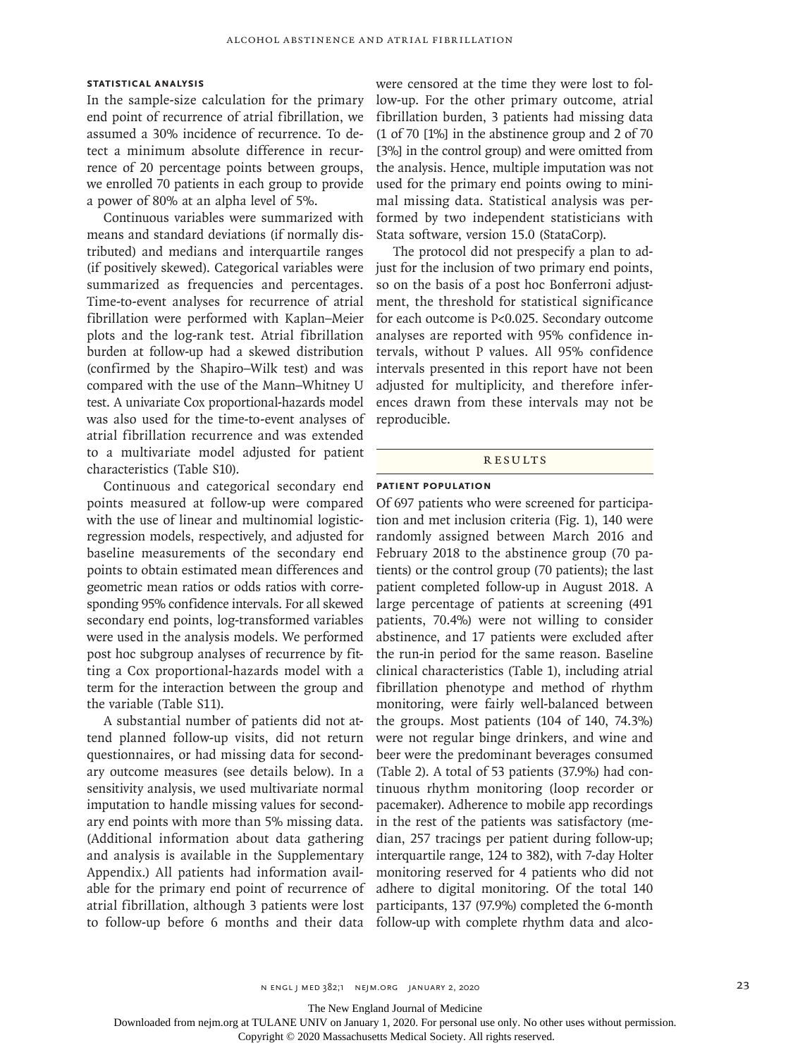### STATISTICAL ANALYSIS

In the sample-size calculation for the primary end point of recurrence of atrial fibrillation, we assumed a 30% incidence of recurrence. To detect a minimum absolute difference in recurrence of 20 percentage points between groups, we enrolled 70 patients in each group to provide a power of 80% at an alpha level of 5%.

Continuous variables were summarized with means and standard deviations (if normally distributed) and medians and interquartile ranges (if positively skewed). Categorical variables were summarized as frequencies and percentages. Time-to-event analyses for recurrence of atrial fibrillation were performed with Kaplan–Meier plots and the log-rank test. Atrial fibrillation burden at follow-up had a skewed distribution (confirmed by the Shapiro–Wilk test) and was compared with the use of the Mann–Whitney U test. A univariate Cox proportional-hazards model was also used for the time-to-event analyses of atrial fibrillation recurrence and was extended to a multivariate model adjusted for patient characteristics (Table S10).

Continuous and categorical secondary end points measured at follow-up were compared with the use of linear and multinomial logistic-regression models, respectively, and adjusted for baseline measurements of the secondary end points to obtain estimated mean differences and geometric mean ratios or odds ratios with corresponding 95% confidence intervals. For all skewed secondary end points, log-transformed variables were used in the analysis models. We performed post hoc subgroup analyses of recurrence by fitting a Cox proportional-hazards model with a term for the interaction between the group and the variable (Table S11).

A substantial number of patients did not attend planned follow-up visits, did not return questionnaires, or had missing data for secondary outcome measures (see details below). In a sensitivity analysis, we used multivariate normal imputation to handle missing values for secondary end points with more than 5% missing data. (Additional information about data gathering and analysis is available in the Supplementary Appendix.) All patients had information available for the primary end point of recurrence of atrial fibrillation, although 3 patients were lost to follow-up before 6 months and their data were censored at the time they were lost to follow-up. For the other primary outcome, atrial fibrillation burden, 3 patients had missing data (1 of 70 [1%] in the abstinence group and 2 of 70 [3%] in the control group) and were omitted from the analysis. Hence, multiple imputation was not used for the primary end points owing to minimal missing data. Statistical analysis was performed by two independent statisticians with Stata software, version 15.0 (StataCorp).

The protocol did not prespecify a plan to adjust for the inclusion of two primary end points, so on the basis of a post hoc Bonferroni adjustment, the threshold for statistical significance for each outcome is $P<0.025$. Secondary outcome analyses are reported with 95% confidence intervals, without P values. All 95% confidence intervals presented in this report have not been adjusted for multiplicity, and therefore inferences drawn from these intervals may not be reproducible.

## RESULTS

### PATIENT POPULATION

Of 697 patients who were screened for participation and met inclusion criteria (Fig. 1), 140 were randomly assigned between March 2016 and February 2018 to the abstinence group (70 patients) or the control group (70 patients); the last patient completed follow-up in August 2018. A large percentage of patients at screening (491 patients, 70.4%) were not willing to consider abstinence, and 17 patients were excluded after the run-in period for the same reason. Baseline clinical characteristics (Table 1), including atrial fibrillation phenotype and method of rhythm monitoring, were fairly well-balanced between the groups. Most patients (104 of 140, 74.3%) were not regular binge drinkers, and wine and beer were the predominant beverages consumed (Table 2). A total of 53 patients (37.9%) had continuous rhythm monitoring (loop recorder or pacemaker). Adherence to mobile app recordings in the rest of the patients was satisfactory (median, 257 tracings per patient during follow-up; interquartile range, 124 to 382), with 7-day Holter monitoring reserved for 4 patients who did not adhere to digital monitoring. Of the total 140 participants, 137 (97.9%) completed the 6-month follow-up with complete rhythm data and alco-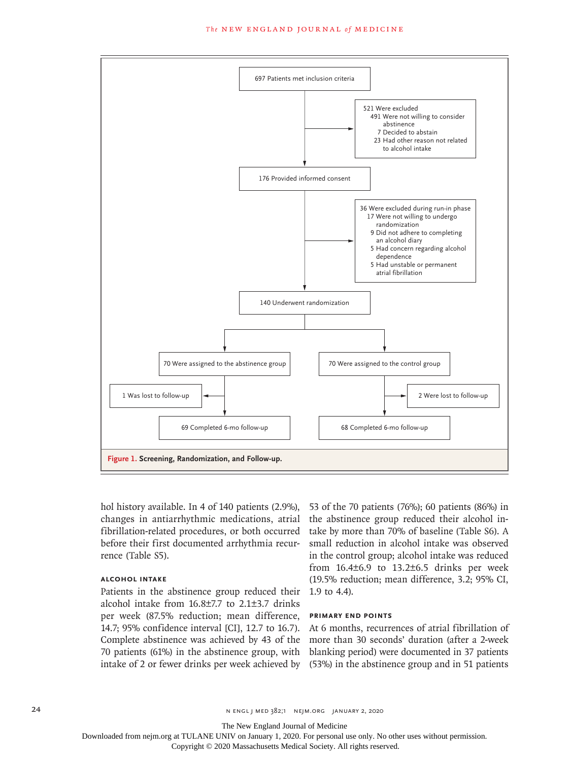697 Patients met inclusion criteria

521 Were excluded
- 491 Were not willing to consider abstinence
- 7 Decided to abstain
- 23 Had other reason not related to alcohol intake

176 Provided informed consent

36 Were excluded during run-in phase
- 17 Were not willing to undergo randomization
- 9 Did not adhere to completing an alcohol diary
- 5 Had concern regarding alcohol dependence
- 5 Had unstable or permanent atrial fibrillation

140 Underwent randomization

70 Were assigned to the abstinence group
- 1 Was lost to follow-up
- 69 Completed 6-mo follow-up

70 Were assigned to the control group
- 2 Were lost to follow-up
- 68 Completed 6-mo follow-up

**Figure 1. Screening, Randomization, and Follow-up.**

hol history available. In 4 of 140 patients (2.9%), changes in antiarrhythmic medications, atrial fibrillation-related procedures, or both occurred before their first documented arrhythmia recurrence (Table S5).

### Alcohol Intake

Patients in the abstinence group reduced their alcohol intake from 16.8±7.7 to 2.1±3.7 drinks per week (87.5% reduction; mean difference, 14.7; 95% confidence interval [CI], 12.7 to 16.7). Complete abstinence was achieved by 43 of the 70 patients (61%) in the abstinence group, with intake of 2 or fewer drinks per week achieved by 53 of the 70 patients (76%); 60 patients (86%) in the abstinence group reduced their alcohol intake by more than 70% of baseline (Table S6). A small reduction in alcohol intake was observed in the control group; alcohol intake was reduced from 16.4±6.9 to 13.2±6.5 drinks per week (19.5% reduction; mean difference, 3.2; 95% CI, 1.9 to 4.4).

### Primary End Points

At 6 months, recurrences of atrial fibrillation of more than 30 seconds' duration (after a 2-week blanking period) were documented in 37 patients (53%) in the abstinence group and in 51 patients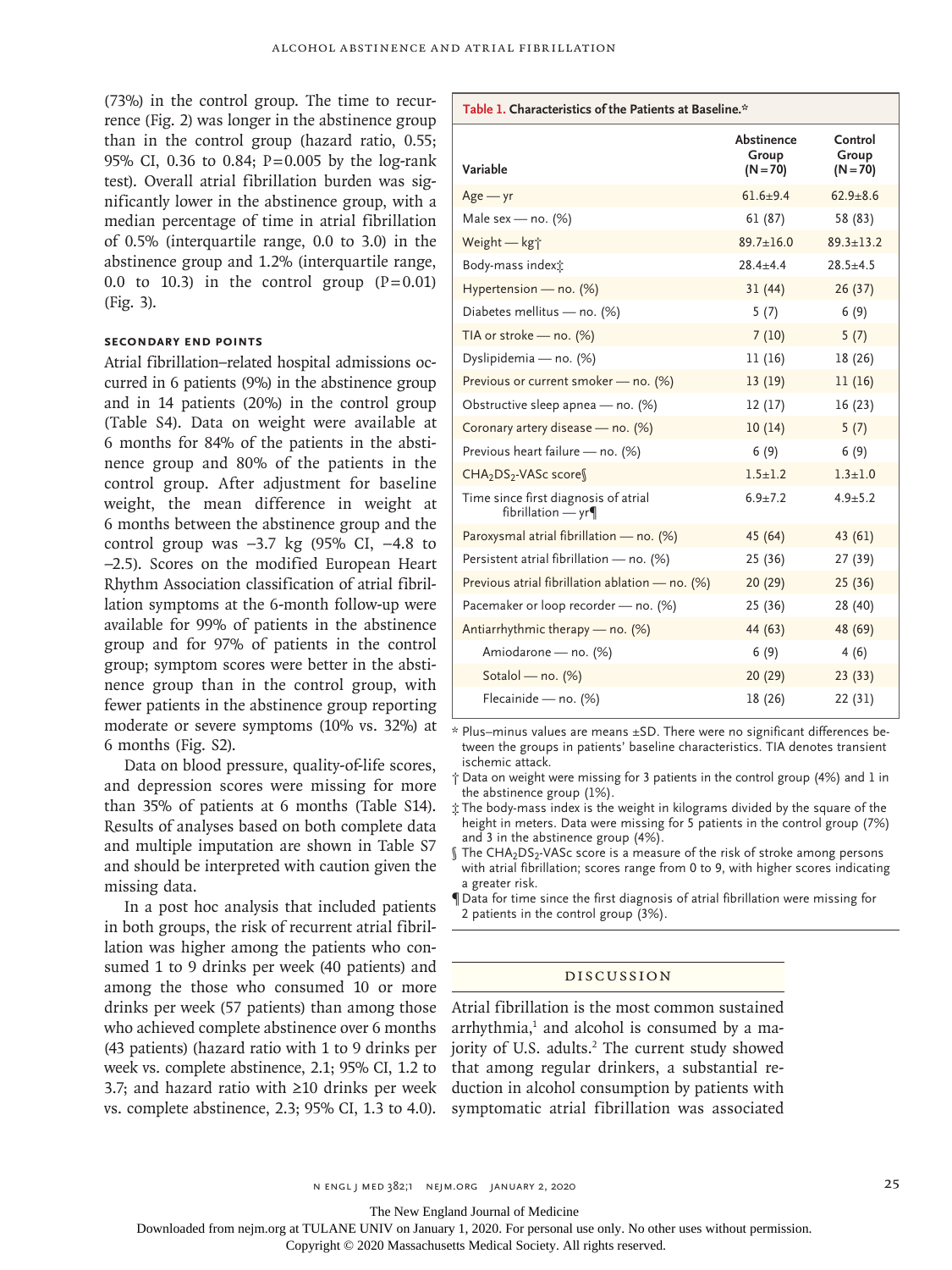(73%) in the control group. The time to recurrence (Fig. 2) was longer in the abstinence group than in the control group (hazard ratio, 0.55; 95% CI, 0.36 to 0.84; P=0.005 by the log-rank test). Overall atrial fibrillation burden was significantly lower in the abstinence group, with a median percentage of time in atrial fibrillation of 0.5% (interquartile range, 0.0 to 3.0) in the abstinence group and 1.2% (interquartile range, 0.0 to 10.3) in the control group (P=0.01) (Fig. 3).

### Secondary End Points

Atrial fibrillation–related hospital admissions occurred in 6 patients (9%) in the abstinence group and in 14 patients (20%) in the control group (Table S4). Data on weight were available at 6 months for 84% of the patients in the abstinence group and 80% of the patients in the control group. After adjustment for baseline weight, the mean difference in weight at 6 months between the abstinence group and the control group was −3.7 kg (95% CI, −4.8 to −2.5). Scores on the modified European Heart Rhythm Association classification of atrial fibrillation symptoms at the 6-month follow-up were available for 99% of patients in the abstinence group and for 97% of patients in the control group; symptom scores were better in the abstinence group than in the control group, with fewer patients in the abstinence group reporting moderate or severe symptoms (10% vs. 32%) at 6 months (Fig. S2).

Data on blood pressure, quality-of-life scores, and depression scores were missing for more than 35% of patients at 6 months (Table S14). Results of analyses based on both complete data and multiple imputation are shown in Table S7 and should be interpreted with caution given the missing data.

In a post hoc analysis that included patients in both groups, the risk of recurrent atrial fibrillation was higher among the patients who consumed 1 to 9 drinks per week (40 patients) and among the those who consumed 10 or more drinks per week (57 patients) than among those who achieved complete abstinence over 6 months (43 patients) (hazard ratio with 1 to 9 drinks per week vs. complete abstinence, 2.1; 95% CI, 1.2 to 3.7; and hazard ratio with ≥10 drinks per week vs. complete abstinence, 2.3; 95% CI, 1.3 to 4.0).

**Table 1. Characteristics of the Patients at Baseline.***

| Variable | Abstinence Group (N=70) | Control Group (N=70) |
|---|---|---|
| Age — yr | 61.6±9.4 | 62.9±8.6 |
| Male sex — no. (%) | 61 (87) | 58 (83) |
| Weight — kg† | 89.7±16.0 | 89.3±13.2 |
| Body-mass index‡ | 28.4±4.4 | 28.5±4.5 |
| Hypertension — no. (%) | 31 (44) | 26 (37) |
| Diabetes mellitus — no. (%) | 5 (7) | 6 (9) |
| TIA or stroke — no. (%) | 7 (10) | 5 (7) |
| Dyslipidemia — no. (%) | 11 (16) | 18 (26) |
| Previous or current smoker — no. (%) | 13 (19) | 11 (16) |
| Obstructive sleep apnea — no. (%) | 12 (17) | 16 (23) |
| Coronary artery disease — no. (%) | 10 (14) | 5 (7) |
| Previous heart failure — no. (%) | 6 (9) | 6 (9) |
| $CHA_2DS_2$-VASc score§ | 1.5±1.2 | 1.3±1.0 |
| Time since first diagnosis of atrial fibrillation — yr¶ | 6.9±7.2 | 4.9±5.2 |
| Paroxysmal atrial fibrillation — no. (%) | 45 (64) | 43 (61) |
| Persistent atrial fibrillation — no. (%) | 25 (36) | 27 (39) |
| Previous atrial fibrillation ablation — no. (%) | 20 (29) | 25 (36) |
| Pacemaker or loop recorder — no. (%) | 25 (36) | 28 (40) |
| Antiarrhythmic therapy — no. (%) | 44 (63) | 48 (69) |
| Amiodarone — no. (%) | 6 (9) | 4 (6) |
| Sotalol — no. (%) | 20 (29) | 23 (33) |
| Flecainide — no. (%) | 18 (26) | 22 (31) |

\* Plus–minus values are means ±SD. There were no significant differences between the groups in patients' baseline characteristics. TIA denotes transient ischemic attack.

† Data on weight were missing for 3 patients in the control group (4%) and 1 in the abstinence group (1%).

‡ The body-mass index is the weight in kilograms divided by the square of the height in meters. Data were missing for 5 patients in the control group (7%) and 3 in the abstinence group (4%).

§ The $CHA_2DS_2$-VASc score is a measure of the risk of stroke among persons with atrial fibrillation; scores range from 0 to 9, with higher scores indicating a greater risk.

¶ Data for time since the first diagnosis of atrial fibrillation were missing for 2 patients in the control group (3%).

## Discussion

Atrial fibrillation is the most common sustained arrhythmia,[1] and alcohol is consumed by a majority of U.S. adults.[2] The current study showed that among regular drinkers, a substantial reduction in alcohol consumption by patients with symptomatic atrial fibrillation was associated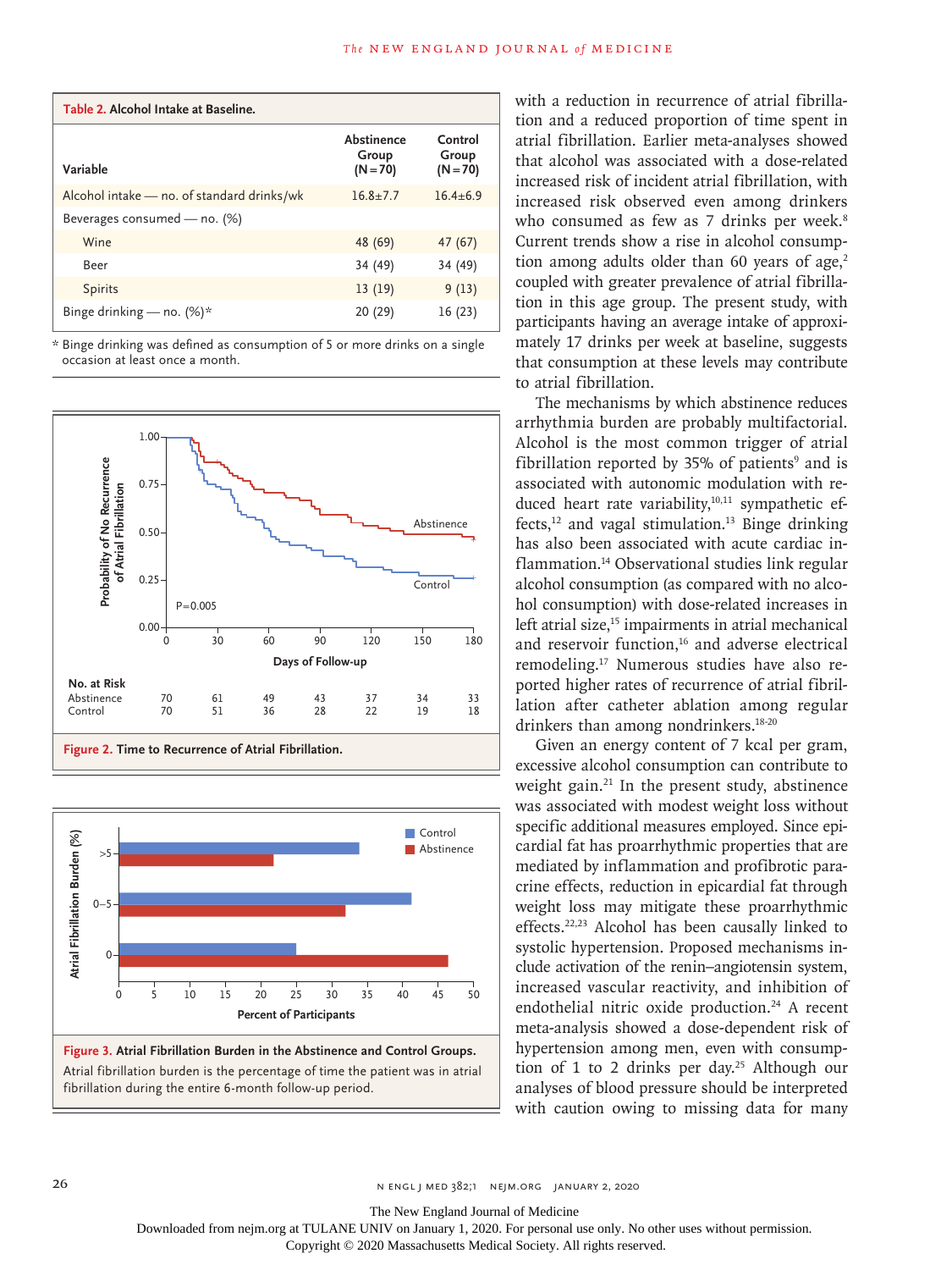**Table 2. Alcohol Intake at Baseline.**

| Variable | Abstinence Group (N=70) | Control Group (N=70) |
|---|---|---|
| Alcohol intake — no. of standard drinks/wk | 16.8±7.7 | 16.4±6.9 |
| Beverages consumed — no. (%) | | |
| Wine | 48 (69) | 47 (67) |
| Beer | 34 (49) | 34 (49) |
| Spirits | 13 (19) | 9 (13) |
| Binge drinking — no. (%)* | 20 (29) | 16 (23) |

\* Binge drinking was defined as consumption of 5 or more drinks on a single occasion at least once a month.

**Figure 2. Time to Recurrence of Atrial Fibrillation.**

**Figure 3. Atrial Fibrillation Burden in the Abstinence and Control Groups.** Atrial fibrillation burden is the percentage of time the patient was in atrial fibrillation during the entire 6-month follow-up period.

with a reduction in recurrence of atrial fibrillation and a reduced proportion of time spent in atrial fibrillation. Earlier meta-analyses showed that alcohol was associated with a dose-related increased risk of incident atrial fibrillation, with increased risk observed even among drinkers who consumed as few as 7 drinks per week.[8] Current trends show a rise in alcohol consumption among adults older than 60 years of age,[2] coupled with greater prevalence of atrial fibrillation in this age group. The present study, with participants having an average intake of approximately 17 drinks per week at baseline, suggests that consumption at these levels may contribute to atrial fibrillation.

The mechanisms by which abstinence reduces arrhythmia burden are probably multifactorial. Alcohol is the most common trigger of atrial fibrillation reported by 35% of patients[9] and is associated with autonomic modulation with reduced heart rate variability,[10,11] sympathetic effects,[12] and vagal stimulation.[13] Binge drinking has also been associated with acute cardiac inflammation.[14] Observational studies link regular alcohol consumption (as compared with no alcohol consumption) with dose-related increases in left atrial size,[15] impairments in atrial mechanical and reservoir function,[16] and adverse electrical remodeling.[17] Numerous studies have also reported higher rates of recurrence of atrial fibrillation after catheter ablation among regular drinkers than among nondrinkers.[18-20]

Given an energy content of 7 kcal per gram, excessive alcohol consumption can contribute to weight gain.[21] In the present study, abstinence was associated with modest weight loss without specific additional measures employed. Since epicardial fat has proarrhythmic properties that are mediated by inflammation and profibrotic paracrine effects, reduction in epicardial fat through weight loss may mitigate these proarrhythmic effects.[22,23] Alcohol has been causally linked to systolic hypertension. Proposed mechanisms include activation of the renin–angiotensin system, increased vascular reactivity, and inhibition of endothelial nitric oxide production.[24] A recent meta-analysis showed a dose-dependent risk of hypertension among men, even with consumption of 1 to 2 drinks per day.[25] Although our analyses of blood pressure should be interpreted with caution owing to missing data for many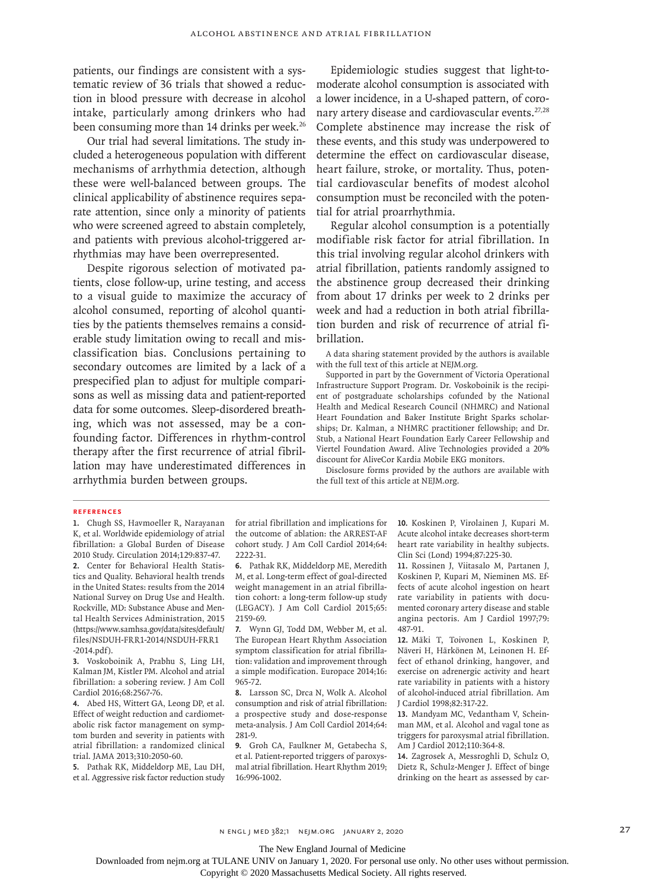patients, our findings are consistent with a systematic review of 36 trials that showed a reduction in blood pressure with decrease in alcohol intake, particularly among drinkers who had been consuming more than 14 drinks per week.[26]

Our trial had several limitations. The study included a heterogeneous population with different mechanisms of arrhythmia detection, although these were well-balanced between groups. The clinical applicability of abstinence requires separate attention, since only a minority of patients who were screened agreed to abstain completely, and patients with previous alcohol-triggered arrhythmias may have been overrepresented.

Despite rigorous selection of motivated patients, close follow-up, urine testing, and access to a visual guide to maximize the accuracy of alcohol consumed, reporting of alcohol quantities by the patients themselves remains a considerable study limitation owing to recall and misclassification bias. Conclusions pertaining to secondary outcomes are limited by a lack of a prespecified plan to adjust for multiple comparisons as well as missing data and patient-reported data for some outcomes. Sleep-disordered breathing, which was not assessed, may be a confounding factor. Differences in rhythm-control therapy after the first recurrence of atrial fibrillation may have underestimated differences in arrhythmia burden between groups.

Epidemiologic studies suggest that light-to-moderate alcohol consumption is associated with a lower incidence, in a U-shaped pattern, of coronary artery disease and cardiovascular events.[27,28] Complete abstinence may increase the risk of these events, and this study was underpowered to determine the effect on cardiovascular disease, heart failure, stroke, or mortality. Thus, potential cardiovascular benefits of modest alcohol consumption must be reconciled with the potential for atrial proarrhythmia.

Regular alcohol consumption is a potentially modifiable risk factor for atrial fibrillation. In this trial involving regular alcohol drinkers with atrial fibrillation, patients randomly assigned to the abstinence group decreased their drinking from about 17 drinks per week to 2 drinks per week and had a reduction in both atrial fibrillation burden and risk of recurrence of atrial fibrillation.

A data sharing statement provided by the authors is available with the full text of this article at NEJM.org.

Supported in part by the Government of Victoria Operational Infrastructure Support Program. Dr. Voskoboinik is the recipient of postgraduate scholarships cofunded by the National Health and Medical Research Council (NHMRC) and National Heart Foundation and Baker Institute Bright Sparks scholarships; Dr. Kalman, a NHMRC practitioner fellowship; and Dr. Stub, a National Heart Foundation Early Career Fellowship and Viertel Foundation Award. Alive Technologies provided a 20% discount for AliveCor Kardia Mobile EKG monitors.

Disclosure forms provided by the authors are available with the full text of this article at NEJM.org.

## References

1. Chugh SS, Havmoeller R, Narayanan K, et al. Worldwide epidemiology of atrial fibrillation: a Global Burden of Disease 2010 Study. Circulation 2014;129:837-47.
2. Center for Behavioral Health Statistics and Quality. Behavioral health trends in the United States: results from the 2014 National Survey on Drug Use and Health. Rockville, MD: Substance Abuse and Mental Health Services Administration, 2015 (https://www.samhsa.gov/data/sites/default/files/NSDUH-FRR1-2014/NSDUH-FRR1-2014.pdf).
3. Voskoboinik A, Prabhu S, Ling LH, Kalman JM, Kistler PM. Alcohol and atrial fibrillation: a sobering review. J Am Coll Cardiol 2016;68:2567-76.
4. Abed HS, Wittert GA, Leong DP, et al. Effect of weight reduction and cardiometabolic risk factor management on symptom burden and severity in patients with atrial fibrillation: a randomized clinical trial. JAMA 2013;310:2050-60.
5. Pathak RK, Middeldorp ME, Lau DH, et al. Aggressive risk factor reduction study for atrial fibrillation and implications for the outcome of ablation: the ARREST-AF cohort study. J Am Coll Cardiol 2014;64:2222-31.
6. Pathak RK, Middeldorp ME, Meredith M, et al. Long-term effect of goal-directed weight management in an atrial fibrillation cohort: a long-term follow-up study (LEGACY). J Am Coll Cardiol 2015;65:2159-69.
7. Wynn GJ, Todd DM, Webber M, et al. The European Heart Rhythm Association symptom classification for atrial fibrillation: validation and improvement through a simple modification. Europace 2014;16:965-72.
8. Larsson SC, Drca N, Wolk A. Alcohol consumption and risk of atrial fibrillation: a prospective study and dose-response meta-analysis. J Am Coll Cardiol 2014;64:281-9.
9. Groh CA, Faulkner M, Getabecha S, et al. Patient-reported triggers of paroxysmal atrial fibrillation. Heart Rhythm 2019;16:996-1002.
10. Koskinen P, Virolainen J, Kupari M. Acute alcohol intake decreases short-term heart rate variability in healthy subjects. Clin Sci (Lond) 1994;87:225-30.
11. Rossinen J, Viitasalo M, Partanen J, Koskinen P, Kupari M, Nieminen MS. Effects of acute alcohol ingestion on heart rate variability in patients with documented coronary artery disease and stable angina pectoris. Am J Cardiol 1997;79:487-91.
12. Mäki T, Toivonen L, Koskinen P, Näveri H, Härkönen M, Leinonen H. Effect of ethanol drinking, hangover, and exercise on adrenergic activity and heart rate variability in patients with a history of alcohol-induced atrial fibrillation. Am J Cardiol 1998;82:317-22.
13. Mandyam MC, Vedantham V, Scheinman MM, et al. Alcohol and vagal tone as triggers for paroxysmal atrial fibrillation. Am J Cardiol 2012;110:364-8.
14. Zagrosek A, Messroghli D, Schulz O, Dietz R, Schulz-Menger J. Effect of binge drinking on the heart as assessed by car-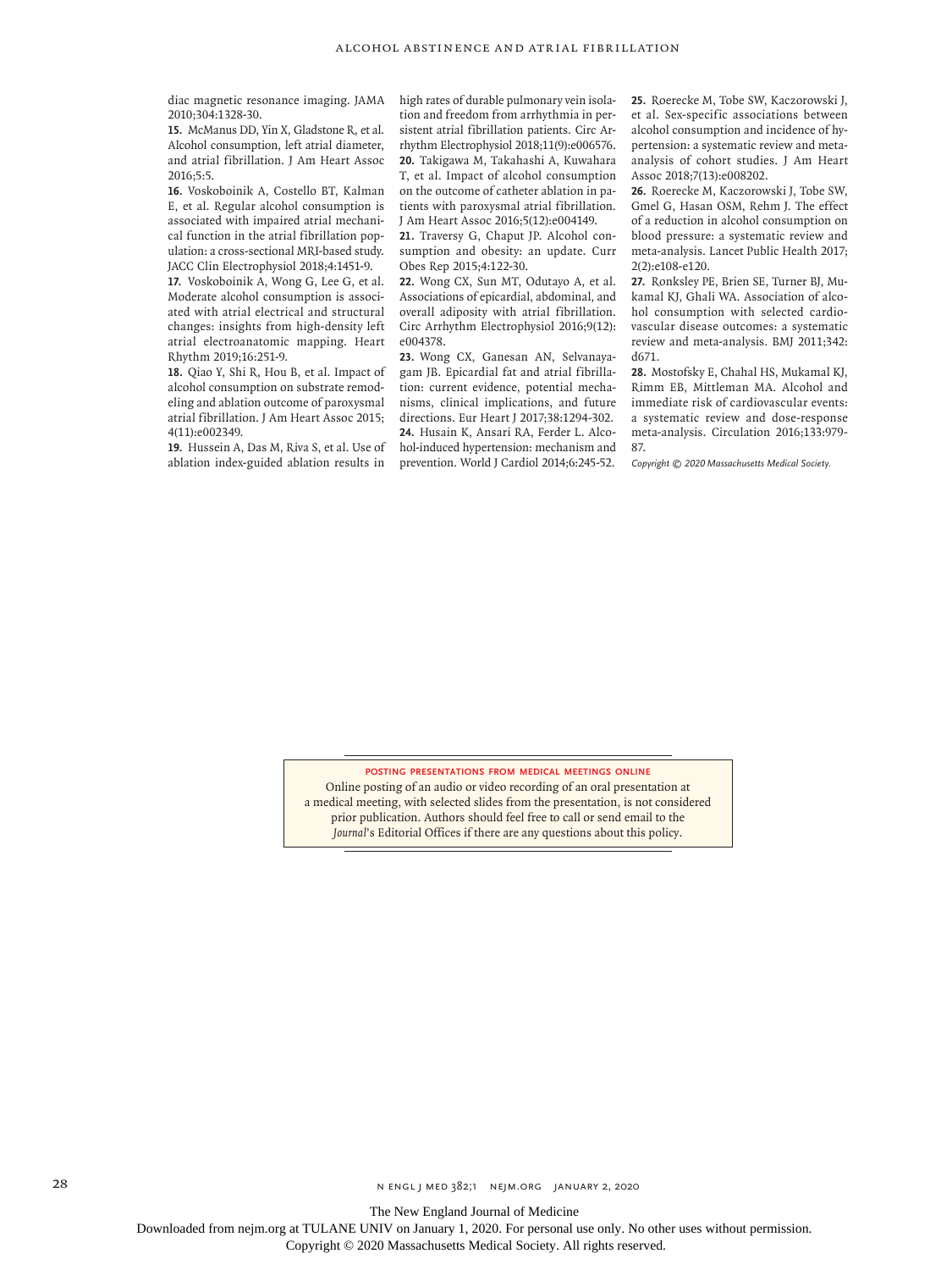diac magnetic resonance imaging. JAMA 2010;304:1328-30.

**15.** McManus DD, Yin X, Gladstone R, et al. Alcohol consumption, left atrial diameter, and atrial fibrillation. J Am Heart Assoc 2016;5:5.

**16.** Voskoboinik A, Costello BT, Kalman E, et al. Regular alcohol consumption is associated with impaired atrial mechanical function in the atrial fibrillation population: a cross-sectional MRI-based study. JACC Clin Electrophysiol 2018;4:1451-9.

**17.** Voskoboinik A, Wong G, Lee G, et al. Moderate alcohol consumption is associated with atrial electrical and structural changes: insights from high-density left atrial electroanatomic mapping. Heart Rhythm 2019;16:251-9.

**18.** Qiao Y, Shi R, Hou B, et al. Impact of alcohol consumption on substrate remodeling and ablation outcome of paroxysmal atrial fibrillation. J Am Heart Assoc 2015;4(11):e002349.

**19.** Hussein A, Das M, Riva S, et al. Use of ablation index-guided ablation results in high rates of durable pulmonary vein isolation and freedom from arrhythmia in persistent atrial fibrillation patients. Circ Arrhythm Electrophysiol 2018;11(9):e006576.

**20.** Takigawa M, Takahashi A, Kuwahara T, et al. Impact of alcohol consumption on the outcome of catheter ablation in patients with paroxysmal atrial fibrillation. J Am Heart Assoc 2016;5(12):e004149.

**21.** Traversy G, Chaput JP. Alcohol consumption and obesity: an update. Curr Obes Rep 2015;4:122-30.

**22.** Wong CX, Sun MT, Odutayo A, et al. Associations of epicardial, abdominal, and overall adiposity with atrial fibrillation. Circ Arrhythm Electrophysiol 2016;9(12):e004378.

**23.** Wong CX, Ganesan AN, Selvanayagam JB. Epicardial fat and atrial fibrillation: current evidence, potential mechanisms, clinical implications, and future directions. Eur Heart J 2017;38:1294-302.

**24.** Husain K, Ansari RA, Ferder L. Alcohol-induced hypertension: mechanism and prevention. World J Cardiol 2014;6:245-52.

**25.** Roerecke M, Tobe SW, Kaczorowski J, et al. Sex-specific associations between alcohol consumption and incidence of hypertension: a systematic review and meta-analysis of cohort studies. J Am Heart Assoc 2018;7(13):e008202.

**26.** Roerecke M, Kaczorowski J, Tobe SW, Gmel G, Hasan OSM, Rehm J. The effect of a reduction in alcohol consumption on blood pressure: a systematic review and meta-analysis. Lancet Public Health 2017;2(2):e108-e120.

**27.** Ronksley PE, Brien SE, Turner BJ, Mukamal KJ, Ghali WA. Association of alcohol consumption with selected cardiovascular disease outcomes: a systematic review and meta-analysis. BMJ 2011;342:d671.

**28.** Mostofsky E, Chahal HS, Mukamal KJ, Rimm EB, Mittleman MA. Alcohol and immediate risk of cardiovascular events: a systematic review and dose-response meta-analysis. Circulation 2016;133:979-87.

*Copyright © 2020 Massachusetts Medical Society.*

**POSTING PRESENTATIONS FROM MEDICAL MEETINGS ONLINE**

Online posting of an audio or video recording of an oral presentation at a medical meeting, with selected slides from the presentation, is not considered prior publication. Authors should feel free to call or send email to the *Journal*'s Editorial Offices if there are any questions about this policy.